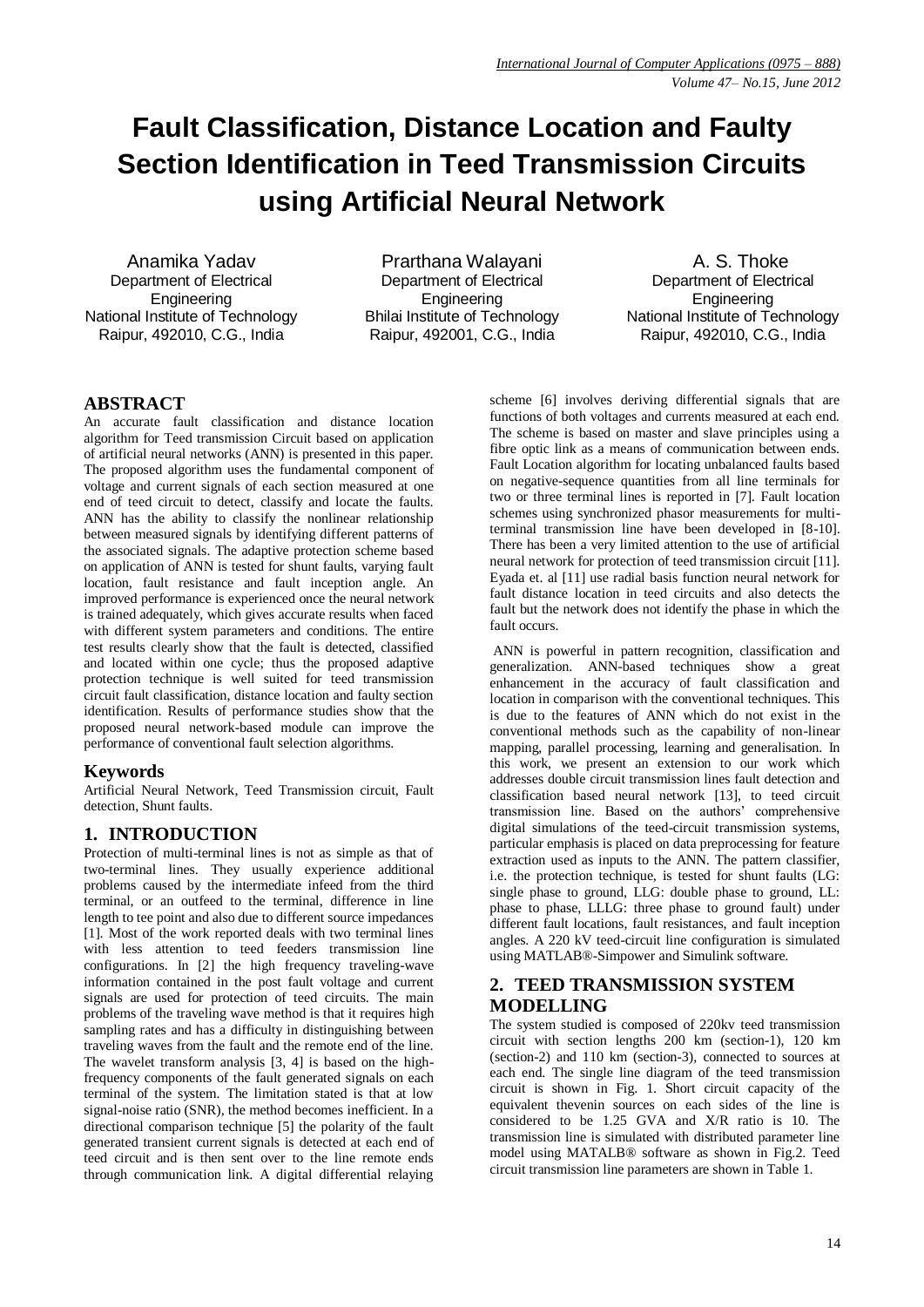# Fault Classification, Distance Location and Faulty Section Identification in Teed Transmission Circuits using Artificial Neural Network

Anamika Yadav
Department of Electrical Engineering
National Institute of Technology
Raipur, 492010, C.G., India

Prarthana Walayani
Department of Electrical Engineering
Bhilai Institute of Technology
Raipur, 492001, C.G., India

A. S. Thoke
Department of Electrical Engineering
National Institute of Technology
Raipur, 492010, C.G., India

## ABSTRACT

An accurate fault classification and distance location algorithm for Teed transmission Circuit based on application of artificial neural networks (ANN) is presented in this paper. The proposed algorithm uses the fundamental component of voltage and current signals of each section measured at one end of teed circuit to detect, classify and locate the faults. ANN has the ability to classify the nonlinear relationship between measured signals by identifying different patterns of the associated signals. The adaptive protection scheme based on application of ANN is tested for shunt faults, varying fault location, fault resistance and fault inception angle. An improved performance is experienced once the neural network is trained adequately, which gives accurate results when faced with different system parameters and conditions. The entire test results clearly show that the fault is detected, classified and located within one cycle; thus the proposed adaptive protection technique is well suited for teed transmission circuit fault classification, distance location and faulty section identification. Results of performance studies show that the proposed neural network-based module can improve the performance of conventional fault selection algorithms.

## Keywords

Artificial Neural Network, Teed Transmission circuit, Fault detection, Shunt faults.

## 1. INTRODUCTION

Protection of multi-terminal lines is not as simple as that of two-terminal lines. They usually experience additional problems caused by the intermediate infeed from the third terminal, or an outfeed to the terminal, difference in line length to tee point and also due to different source impedances [1]. Most of the work reported deals with two terminal lines with less attention to teed feeders transmission line configurations. In [2] the high frequency traveling-wave information contained in the post fault voltage and current signals are used for protection of teed circuits. The main problems of the traveling wave method is that it requires high sampling rates and has a difficulty in distinguishing between traveling waves from the fault and the remote end of the line. The wavelet transform analysis [3, 4] is based on the high-frequency components of the fault generated signals on each terminal of the system. The limitation stated is that at low signal-noise ratio (SNR), the method becomes inefficient. In a directional comparison technique [5] the polarity of the fault generated transient current signals is detected at each end of teed circuit and is then sent over to the line remote ends through communication link. A digital differential relaying scheme [6] involves deriving differential signals that are functions of both voltages and currents measured at each end. The scheme is based on master and slave principles using a fibre optic link as a means of communication between ends. Fault Location algorithm for locating unbalanced faults based on negative-sequence quantities from all line terminals for two or three terminal lines is reported in [7]. Fault location schemes using synchronized phasor measurements for multi-terminal transmission line have been developed in [8-10]. There has been a very limited attention to the use of artificial neural network for protection of teed transmission circuit [11]. Eyada et. al [11] use radial basis function neural network for fault distance location in teed circuits and also detects the fault but the network does not identify the phase in which the fault occurs.

ANN is powerful in pattern recognition, classification and generalization. ANN-based techniques show a great enhancement in the accuracy of fault classification and location in comparison with the conventional techniques. This is due to the features of ANN which do not exist in the conventional methods such as the capability of non-linear mapping, parallel processing, learning and generalisation. In this work, we present an extension to our work which addresses double circuit transmission lines fault detection and classification based neural network [13], to teed circuit transmission line. Based on the authors' comprehensive digital simulations of the teed-circuit transmission systems, particular emphasis is placed on data preprocessing for feature extraction used as inputs to the ANN. The pattern classifier, i.e. the protection technique, is tested for shunt faults (LG: single phase to ground, LLG: double phase to ground, LL: phase to phase, LLLG: three phase to ground fault) under different fault locations, fault resistances, and fault inception angles. A 220 kV teed-circuit line configuration is simulated using MATLAB®-Simpower and Simulink software.

## 2. TEED TRANSMISSION SYSTEM MODELLING

The system studied is composed of 220kv teed transmission circuit with section lengths 200 km (section-1), 120 km (section-2) and 110 km (section-3), connected to sources at each end. The single line diagram of the teed transmission circuit is shown in Fig. 1. Short circuit capacity of the equivalent thevenin sources on each sides of the line is considered to be 1.25 GVA and X/R ratio is 10. The transmission line is simulated with distributed parameter line model using MATALB® software as shown in Fig.2. Teed circuit transmission line parameters are shown in Table 1.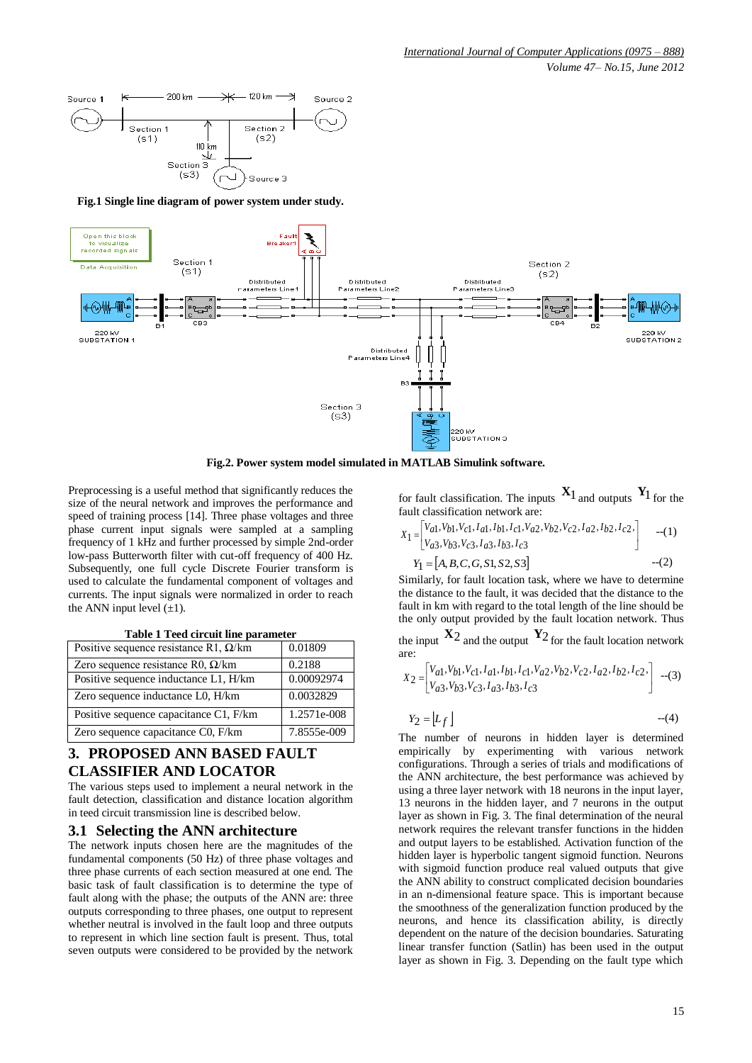Fig.1 Single line diagram of power system under study.

Fig.2. Power system model simulated in MATLAB Simulink software.

Preprocessing is a useful method that significantly reduces the size of the neural network and improves the performance and speed of training process [14]. Three phase voltages and three phase current input signals were sampled at a sampling frequency of 1 kHz and further processed by simple 2nd-order low-pass Butterworth filter with cut-off frequency of 400 Hz. Subsequently, one full cycle Discrete Fourier transform is used to calculate the fundamental component of voltages and currents. The input signals were normalized in order to reach the ANN input level (±1).

**Table 1 Teed circuit line parameter**

| Parameter | Value |
|---|---|
| Positive sequence resistance R1, Ω/km | 0.01809 |
| Zero sequence resistance R0, Ω/km | 0.2188 |
| Positive sequence inductance L1, H/km | 0.00092974 |
| Zero sequence inductance L0, H/km | 0.0032829 |
| Positive sequence capacitance C1, F/km | 1.2571e-008 |
| Zero sequence capacitance C0, F/km | 7.8555e-009 |

## 3. PROPOSED ANN BASED FAULT CLASSIFIER AND LOCATOR

The various steps used to implement a neural network in the fault detection, classification and distance location algorithm in teed circuit transmission line is described below.

### 3.1 Selecting the ANN architecture

The network inputs chosen here are the magnitudes of the fundamental components (50 Hz) of three phase voltages and three phase currents of each section measured at one end. The basic task of fault classification is to determine the type of fault along with the phase; the outputs of the ANN are: three outputs corresponding to three phases, one output to represent whether neutral is involved in the fault loop and three outputs to represent in which line section fault is present. Thus, total seven outputs were considered to be provided by the network for fault classification. The inputs $X_1$ and outputs $Y_1$ for the fault classification network are:

$$X_1 = \begin{bmatrix} V_{a1}, V_{b1}, V_{c1}, I_{a1}, I_{b1}, I_{c1}, V_{a2}, V_{b2}, V_{c2}, I_{a2}, I_{b2}, I_{c2}, \\ V_{a3}, V_{b3}, V_{c3}, I_{a3}, I_{b3}, I_{c3} \end{bmatrix} \quad \text{--(1)}$$

$$Y_1 = [A, B, C, G, S1, S2, S3] \quad \text{--(2)}$$

Similarly, for fault location task, where we have to determine the distance to the fault, it was decided that the distance to the fault in km with regard to the total length of the line should be the only output provided by the fault location network. Thus the input $X_2$ and the output $Y_2$ for the fault location network are:

$$X_2 = \begin{bmatrix} V_{a1}, V_{b1}, V_{c1}, I_{a1}, I_{b1}, I_{c1}, V_{a2}, V_{b2}, V_{c2}, I_{a2}, I_{b2}, I_{c2}, \\ V_{a3}, V_{b3}, V_{c3}, I_{a3}, I_{b3}, I_{c3} \end{bmatrix} \quad \text{--(3)}$$

$$Y_2 = [L_f] \quad \text{--(4)}$$

The number of neurons in hidden layer is determined empirically by experimenting with various network configurations. Through a series of trials and modifications of the ANN architecture, the best performance was achieved by using a three layer network with 18 neurons in the input layer, 13 neurons in the hidden layer, and 7 neurons in the output layer as shown in Fig. 3. The final determination of the neural network requires the relevant transfer functions in the hidden and output layers to be established. Activation function of the hidden layer is hyperbolic tangent sigmoid function. Neurons with sigmoid function produce real valued outputs that give the ANN ability to construct complicated decision boundaries in an n-dimensional feature space. This is important because the smoothness of the generalization function produced by the neurons, and hence its classification ability, is directly dependent on the nature of the decision boundaries. Saturating linear transfer function (Satlin) has been used in the output layer as shown in Fig. 3. Depending on the fault type which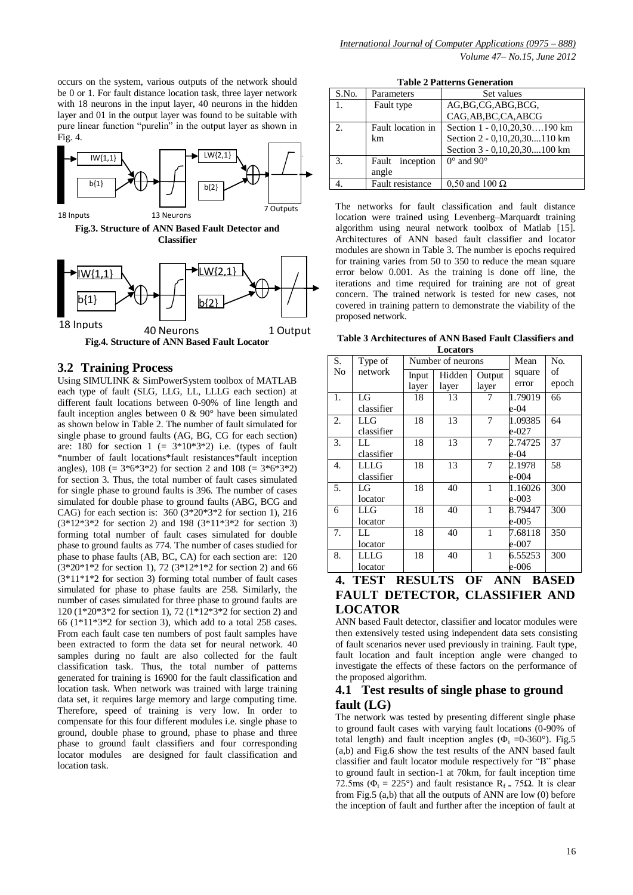occurs on the system, various outputs of the network should be 0 or 1. For fault distance location task, three layer network with 18 neurons in the input layer, 40 neurons in the hidden layer and 01 in the output layer was found to be suitable with pure linear function "purelin" in the output layer as shown in Fig. 4.

**Fig.3. Structure of ANN Based Fault Detector and Classifier**

**Fig.4. Structure of ANN Based Fault Locator**

## 3.2 Training Process

Using SIMULINK & SimPowerSystem toolbox of MATLAB each type of fault (SLG, LLG, LL, LLLG each section) at different fault locations between 0-90% of line length and fault inception angles between 0 & 90° have been simulated as shown below in Table 2. The number of fault simulated for single phase to ground faults (AG, BG, CG for each section) are: 180 for section 1 (= 3*10*3*2) i.e. (types of fault *number of fault locations*fault resistances*fault inception angles), 108 (= 3*6*3*2) for section 2 and 108 (= 3*6*3*2) for section 3. Thus, the total number of fault cases simulated for single phase to ground faults is 396. The number of cases simulated for double phase to ground faults (ABG, BCG and CAG) for each section is: 360 (3*20*3*2 for section 1), 216 (3*12*3*2 for section 2) and 198 (3*11*3*2 for section 3) forming total number of fault cases simulated for double phase to ground faults as 774. The number of cases studied for phase to phase faults (AB, BC, CA) for each section are: 120 (3*20*1*2 for section 1), 72 (3*12*1*2 for section 2) and 66 (3*11*1*2 for section 3) forming total number of fault cases simulated for phase to phase faults are 258. Similarly, the number of cases simulated for three phase to ground faults are 120 (1*20*3*2 for section 1), 72 (1*12*3*2 for section 2) and 66 (1*11*3*2 for section 3), which add to a total 258 cases. From each fault case ten numbers of post fault samples have been extracted to form the data set for neural network. 40 samples during no fault are also collected for the fault classification task. Thus, the total number of patterns generated for training is 16900 for the fault classification and location task. When network was trained with large training data set, it requires large memory and large computing time. Therefore, speed of training is very low. In order to compensate for this four different modules i.e. single phase to ground, double phase to ground, phase to phase and three phase to ground fault classifiers and four corresponding locator modules are designed for fault classification and location task.

**Table 2 Patterns Generation**

| S.No. | Parameters | Set values |
|---|---|---|
| 1. | Fault type | AG,BG,CG,ABG,BCG, CAG,AB,BC,CA,ABCG |
| 2. | Fault location in km | Section 1 - 0,10,20,30….190 km<br>Section 2 - 0,10,20,30....110 km<br>Section 3 - 0,10,20,30....100 km |
| 3. | Fault inception angle | 0° and 90° |
| 4. | Fault resistance | 0,50 and 100 Ω |

The networks for fault classification and fault distance location were trained using Levenberg–Marquardt training algorithm using neural network toolbox of Matlab [15]. Architectures of ANN based fault classifier and locator modules are shown in Table 3. The number is epochs required for training varies from 50 to 350 to reduce the mean square error below 0.001. As the training is done off line, the iterations and time required for training are not of great concern. The trained network is tested for new cases, not covered in training pattern to demonstrate the viability of the proposed network.

**Table 3 Architectures of ANN Based Fault Classifiers and Locators**

| S. No | Type of network | Number of neurons | | | Mean square error | No. of epoch |
|---|---|---|---|---|---|---|
| | | Input layer | Hidden layer | Output layer | | |
| 1. | LG classifier | 18 | 13 | 7 | 1.79019 e-04 | 66 |
| 2. | LLG classifier | 18 | 13 | 7 | 1.09385 e-027 | 64 |
| 3. | LL classifier | 18 | 13 | 7 | 2.74725 e-04 | 37 |
| 4. | LLLG classifier | 18 | 13 | 7 | 2.1978 e-004 | 58 |
| 5. | LG locator | 18 | 40 | 1 | 1.16026 e-003 | 300 |
| 6 | LLG locator | 18 | 40 | 1 | 8.79447 e-005 | 300 |
| 7. | LL locator | 18 | 40 | 1 | 7.68118 e-007 | 350 |
| 8. | LLLG locator | 18 | 40 | 1 | 6.55253 e-006 | 300 |

# 4. TEST RESULTS OF ANN BASED FAULT DETECTOR, CLASSIFIER AND LOCATOR

ANN based Fault detector, classifier and locator modules were then extensively tested using independent data sets consisting of fault scenarios never used previously in training. Fault type, fault location and fault inception angle were changed to investigate the effects of these factors on the performance of the proposed algorithm.

## 4.1 Test results of single phase to ground fault (LG)

The network was tested by presenting different single phase to ground fault cases with varying fault locations (0-90% of total length) and fault inception angles ($\Phi_i$ =0-360°). Fig.5 (a,b) and Fig.6 show the test results of the ANN based fault classifier and fault locator module respectively for "B" phase to ground fault in section-1 at 70km, for fault inception time 72.5ms ($\Phi_i$ = 225°) and fault resistance $R_f$ = 75Ω. It is clear from Fig.5 (a,b) that all the outputs of ANN are low (0) before the inception of fault and further after the inception of fault at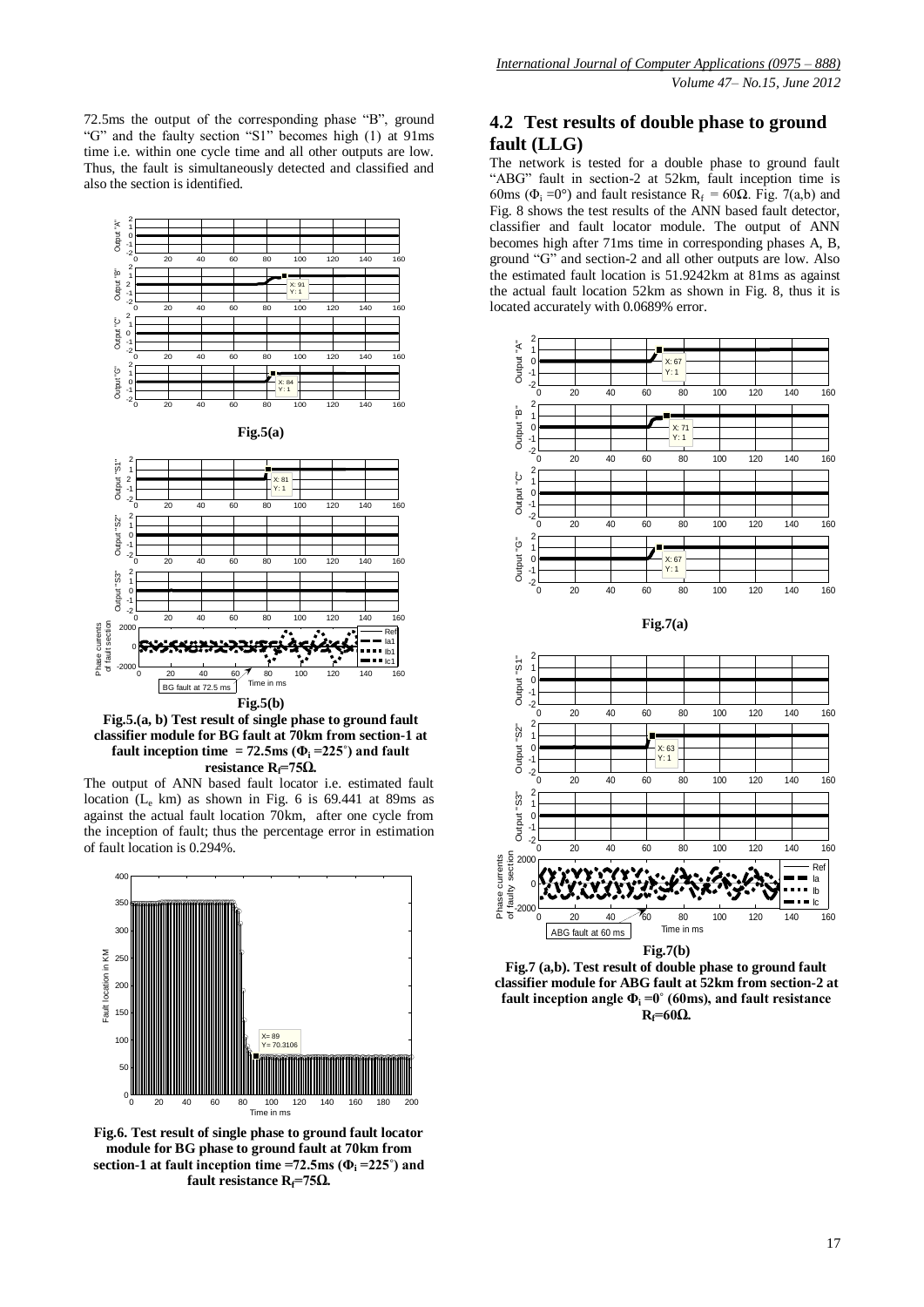72.5ms the output of the corresponding phase "B", ground "G" and the faulty section "S1" becomes high (1) at 91ms time i.e. within one cycle time and all other outputs are low. Thus, the fault is simultaneously detected and classified and also the section is identified.

**Fig.5(a)**

**Fig.5(b)**

**Fig.5.(a, b) Test result of single phase to ground fault classifier module for BG fault at 70km from section-1 at fault inception time = 72.5ms ($\Phi_i$ =225˚) and fault resistance $R_f$=75Ω.**

The output of ANN based fault locator i.e. estimated fault location ($L_e$ km) as shown in Fig. 6 is 69.441 at 89ms as against the actual fault location 70km, after one cycle from the inception of fault; thus the percentage error in estimation of fault location is 0.294%.

**Fig.6. Test result of single phase to ground fault locator module for BG phase to ground fault at 70km from section-1 at fault inception time =72.5ms ($\Phi_i$ =225˚) and fault resistance $R_f$=75Ω.**

## 4.2 Test results of double phase to ground fault (LLG)

The network is tested for a double phase to ground fault "ABG" fault in section-2 at 52km, fault inception time is 60ms ($\Phi_i$ =0°) and fault resistance $R_f$ = 60Ω. Fig. 7(a,b) and Fig. 8 shows the test results of the ANN based fault detector, classifier and fault locator module. The output of ANN becomes high after 71ms time in corresponding phases A, B, ground "G" and section-2 and all other outputs are low. Also the estimated fault location is 51.9242km at 81ms as against the actual fault location 52km as shown in Fig. 8, thus it is located accurately with 0.0689% error.

**Fig.7(a)**

**Fig.7(b)**

**Fig.7 (a,b). Test result of double phase to ground fault classifier module for ABG fault at 52km from section-2 at fault inception angle $\Phi_i$ =0˚ (60ms), and fault resistance $R_f$=60Ω.**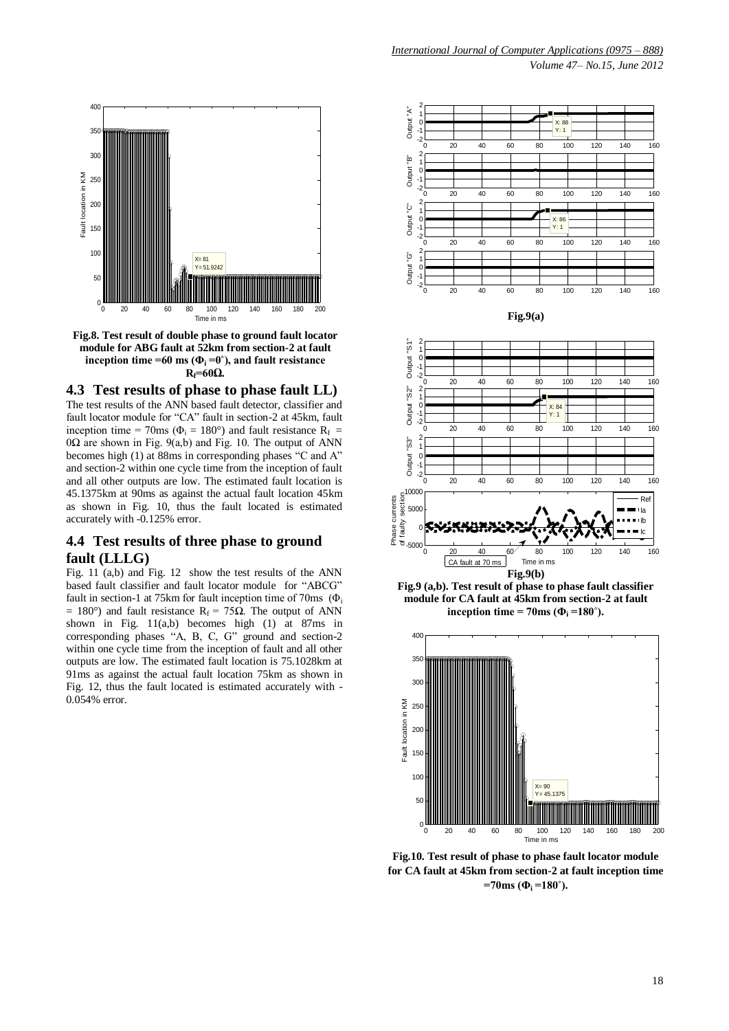**Fig.8. Test result of double phase to ground fault locator module for ABG fault at 52km from section-2 at fault inception time =60 ms ($\Phi_i$ =0˚), and fault resistance $R_f$=60Ω.**

## 4.3 Test results of phase to phase fault LL)

The test results of the ANN based fault detector, classifier and fault locator module for "CA" fault in section-2 at 45km, fault inception time = 70ms ($\Phi_i$ = 180°) and fault resistance $R_f$ = 0Ω are shown in Fig. 9(a,b) and Fig. 10. The output of ANN becomes high (1) at 88ms in corresponding phases "C and A" and section-2 within one cycle time from the inception of fault and all other outputs are low. The estimated fault location is 45.1375km at 90ms as against the actual fault location 45km as shown in Fig. 10, thus the fault located is estimated accurately with -0.125% error.

## 4.4 Test results of three phase to ground fault (LLLG)

Fig. 11 (a,b) and Fig. 12 show the test results of the ANN based fault classifier and fault locator module for "ABCG" fault in section-1 at 75km for fault inception time of 70ms ($\Phi_i$ = 180°) and fault resistance $R_f$ = 75Ω. The output of ANN shown in Fig. 11(a,b) becomes high (1) at 87ms in corresponding phases "A, B, C, G" ground and section-2 within one cycle time from the inception of fault and all other outputs are low. The estimated fault location is 75.1028km at 91ms as against the actual fault location 75km as shown in Fig. 12, thus the fault located is estimated accurately with -0.054% error.

**Fig.9(a)**

**Fig.9(b)**

**Fig.9 (a,b). Test result of phase to phase fault classifier module for CA fault at 45km from section-2 at fault inception time = 70ms ($\Phi_i$ =180˚).**

**Fig.10. Test result of phase to phase fault locator module for CA fault at 45km from section-2 at fault inception time =70ms ($\Phi_i$ =180˚).**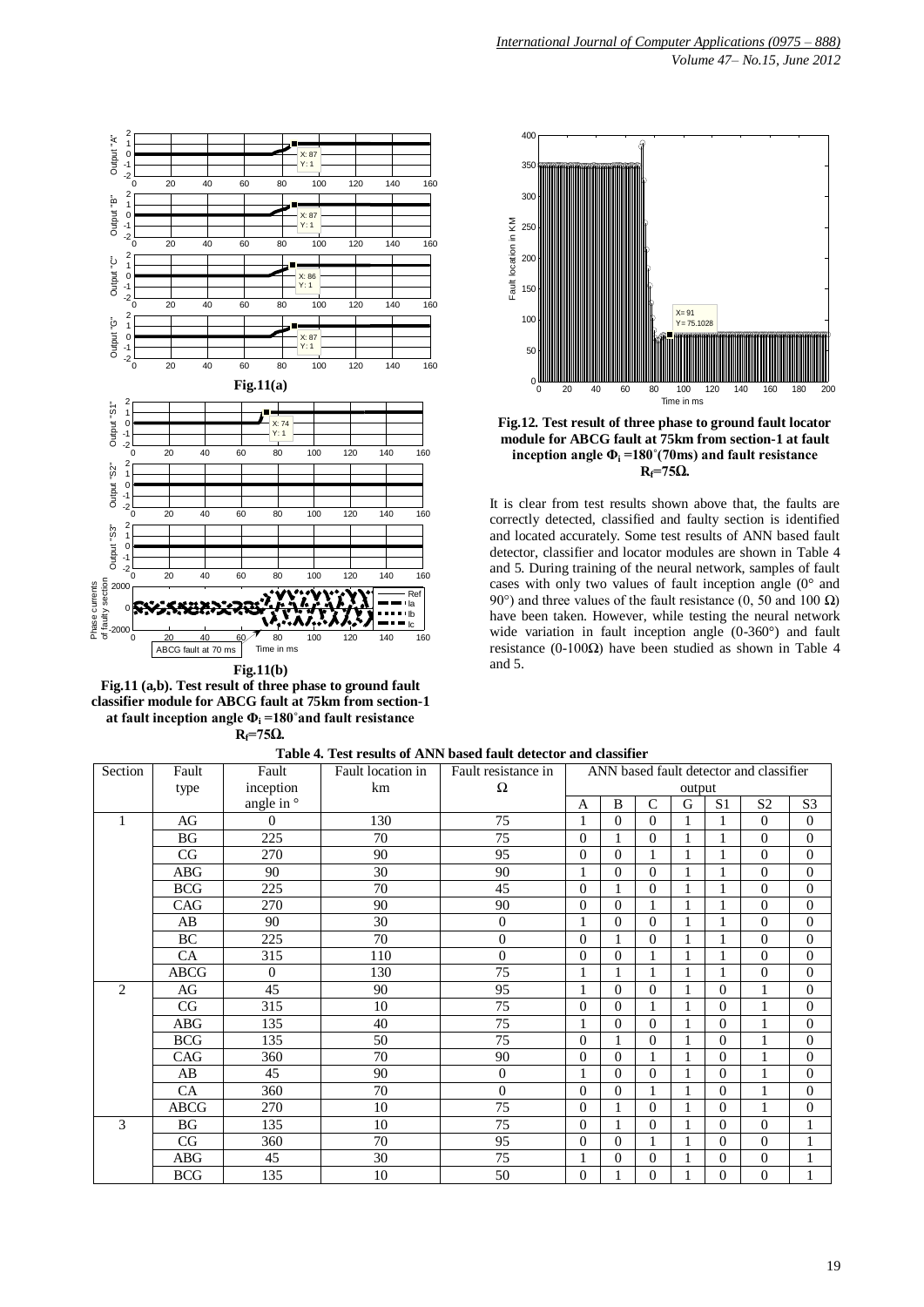**Fig.11(a)**

**Fig.11(b)**

**Fig.11 (a,b). Test result of three phase to ground fault classifier module for ABCG fault at 75km from section-1 at fault inception angle $\Phi_i$ =180˚and fault resistance $R_f$=75Ω.**

**Fig.12. Test result of three phase to ground fault locator module for ABCG fault at 75km from section-1 at fault inception angle $\Phi_i$ =180˚(70ms) and fault resistance $R_f$=75Ω.**

It is clear from test results shown above that, the faults are correctly detected, classified and faulty section is identified and located accurately. Some test results of ANN based fault detector, classifier and locator modules are shown in Table 4 and 5. During training of the neural network, samples of fault cases with only two values of fault inception angle (0° and 90°) and three values of the fault resistance (0, 50 and 100 Ω) have been taken. However, while testing the neural network wide variation in fault inception angle (0-360°) and fault resistance (0-100Ω) have been studied as shown in Table 4 and 5.

**Table 4. Test results of ANN based fault detector and classifier**

| Section | Fault type | Fault inception angle in ° | Fault location in km | Fault resistance in Ω | ANN based fault detector and classifier output | | | | | | |
|---|---|---|---|---|---|---|---|---|---|---|---|
| | | | | | A | B | C | G | S1 | S2 | S3 |
| 1 | AG | 0 | 130 | 75 | 1 | 0 | 0 | 1 | 1 | 0 | 0 |
| | BG | 225 | 70 | 75 | 0 | 1 | 0 | 1 | 1 | 0 | 0 |
| | CG | 270 | 90 | 95 | 0 | 0 | 1 | 1 | 1 | 0 | 0 |
| | ABG | 90 | 30 | 90 | 1 | 0 | 0 | 1 | 1 | 0 | 0 |
| | BCG | 225 | 70 | 45 | 0 | 1 | 0 | 1 | 1 | 0 | 0 |
| | CAG | 270 | 90 | 90 | 0 | 0 | 1 | 1 | 1 | 0 | 0 |
| | AB | 90 | 30 | 0 | 1 | 0 | 0 | 1 | 1 | 0 | 0 |
| | BC | 225 | 70 | 0 | 0 | 1 | 0 | 1 | 1 | 0 | 0 |
| | CA | 315 | 110 | 0 | 0 | 0 | 1 | 1 | 1 | 0 | 0 |
| | ABCG | 0 | 130 | 75 | 1 | 1 | 1 | 1 | 1 | 0 | 0 |
| 2 | AG | 45 | 90 | 95 | 1 | 0 | 0 | 1 | 0 | 1 | 0 |
| | CG | 315 | 10 | 75 | 0 | 0 | 1 | 1 | 0 | 1 | 0 |
| | ABG | 135 | 40 | 75 | 1 | 0 | 0 | 1 | 0 | 1 | 0 |
| | BCG | 135 | 50 | 75 | 0 | 1 | 0 | 1 | 0 | 1 | 0 |
| | CAG | 360 | 70 | 90 | 0 | 0 | 1 | 1 | 0 | 1 | 0 |
| | AB | 45 | 90 | 0 | 1 | 0 | 0 | 1 | 0 | 1 | 0 |
| | CA | 360 | 70 | 0 | 0 | 0 | 1 | 1 | 0 | 1 | 0 |
| | ABCG | 270 | 10 | 75 | 0 | 1 | 0 | 1 | 0 | 1 | 0 |
| 3 | BG | 135 | 10 | 75 | 0 | 1 | 0 | 1 | 0 | 0 | 1 |
| | CG | 360 | 70 | 95 | 0 | 0 | 1 | 1 | 0 | 0 | 1 |
| | ABG | 45 | 30 | 75 | 1 | 0 | 0 | 1 | 0 | 0 | 1 |
| | BCG | 135 | 10 | 50 | 0 | 1 | 0 | 1 | 0 | 0 | 1 |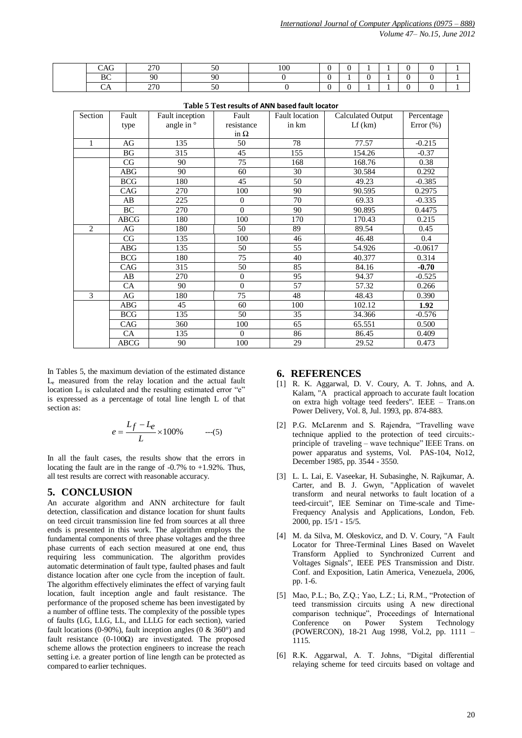| | CAG | 270 | 50 | 100 | 0 | 0 | 1 | 1 | 0 | 0 | 1 |
|---|---|---|---|---|---|---|---|---|---|---|---|
| | BC | 90 | 90 | 0 | 0 | 1 | 0 | 1 | 0 | 0 | 1 |
| | CA | 270 | 50 | 0 | 0 | 0 | 1 | 1 | 0 | 0 | 1 |

**Table 5 Test results of ANN based fault locator**

| Section | Fault type | Fault inception angle in ° | Fault resistance in Ω | Fault location in km | Calculated Output Lf (km) | Percentage Error (%) |
|---|---|---|---|---|---|---|
| 1 | AG | 135 | 50 | 78 | 77.57 | -0.215 |
| | BG | 315 | 45 | 155 | 154.26 | -0.37 |
| | CG | 90 | 75 | 168 | 168.76 | 0.38 |
| | ABG | 90 | 60 | 30 | 30.584 | 0.292 |
| | BCG | 180 | 45 | 50 | 49.23 | -0.385 |
| | CAG | 270 | 100 | 90 | 90.595 | 0.2975 |
| | AB | 225 | 0 | 70 | 69.33 | -0.335 |
| | BC | 270 | 0 | 90 | 90.895 | 0.4475 |
| | ABCG | 180 | 100 | 170 | 170.43 | 0.215 |
| 2 | AG | 180 | 50 | 89 | 89.54 | 0.45 |
| | CG | 135 | 100 | 46 | 46.48 | 0.4 |
| | ABG | 135 | 50 | 55 | 54.926 | -0.0617 |
| | BCG | 180 | 75 | 40 | 40.377 | 0.314 |
| | CAG | 315 | 50 | 85 | 84.16 | **-0.70** |
| | AB | 270 | 0 | 95 | 94.37 | -0.525 |
| | CA | 90 | 0 | 57 | 57.32 | 0.266 |
| 3 | AG | 180 | 75 | 48 | 48.43 | 0.390 |
| | ABG | 45 | 60 | 100 | 102.12 | **1.92** |
| | BCG | 135 | 50 | 35 | 34.366 | -0.576 |
| | CAG | 360 | 100 | 65 | 65.551 | 0.500 |
| | CA | 135 | 0 | 86 | 86.45 | 0.409 |
| | ABCG | 90 | 100 | 29 | 29.52 | 0.473 |

In Tables 5, the maximum deviation of the estimated distance $L_e$ measured from the relay location and the actual fault location $L_f$ is calculated and the resulting estimated error "e" is expressed as a percentage of total line length L of that section as:

$$e = \frac{L_f - L_e}{L} \times 100\% \qquad \text{---(5)}$$

In all the fault cases, the results show that the errors in locating the fault are in the range of -0.7% to +1.92%. Thus, all test results are correct with reasonable accuracy.

## 5. CONCLUSION

An accurate algorithm and ANN architecture for fault detection, classification and distance location for shunt faults on teed circuit transmission line fed from sources at all three ends is presented in this work. The algorithm employs the fundamental components of three phase voltages and the three phase currents of each section measured at one end, thus requiring less communication. The algorithm provides automatic determination of fault type, faulted phases and fault distance location after one cycle from the inception of fault. The algorithm effectively eliminates the effect of varying fault location, fault inception angle and fault resistance. The performance of the proposed scheme has been investigated by a number of offline tests. The complexity of the possible types of faults (LG, LLG, LL, and LLLG for each section), varied fault locations (0-90%), fault inception angles (0 & 360°) and fault resistance (0-100Ω) are investigated. The proposed scheme allows the protection engineers to increase the reach setting i.e. a greater portion of line length can be protected as compared to earlier techniques.

## 6. REFERENCES

[1] R. K. Aggarwal, D. V. Coury, A. T. Johns, and A. Kalam, "A practical approach to accurate fault location on extra high voltage teed feeders". IEEE – Trans.on Power Delivery, Vol. 8, Jul. 1993, pp. 874-883.

[2] P.G. McLarenm and S. Rajendra, "Travelling wave technique applied to the protection of teed circuits:- principle of traveling – wave technique" IEEE Trans. on power apparatus and systems, Vol. PAS-104, No12, December 1985, pp. 3544 - 3550.

[3] L. L. Lai, E. Vaseekar, H. Subasinghe, N. Rajkumar, A. Carter, and B. J. Gwyn, "Application of wavelet transform and neural networks to fault location of a teed-circuit", IEE Seminar on Time-scale and Time-Frequency Analysis and Applications, London, Feb. 2000, pp. 15/1 - 15/5.

[4] M. da Silva, M. Oleskovicz, and D. V. Coury, "A Fault Locator for Three-Terminal Lines Based on Wavelet Transform Applied to Synchronized Current and Voltages Signals", IEEE PES Transmission and Distr. Conf. and Exposition, Latin America, Venezuela, 2006, pp. 1-6.

[5] Mao, P.L.; Bo, Z.Q.; Yao, L.Z.; Li, R.M., "Protection of teed transmission circuits using A new directional comparison technique", Proceedings of International Conference on Power System Technology (POWERCON), 18-21 Aug 1998, Vol.2, pp. 1111 – 1115.

[6] R.K. Aggarwal, A. T. Johns, "Digital differential relaying scheme for teed circuits based on voltage and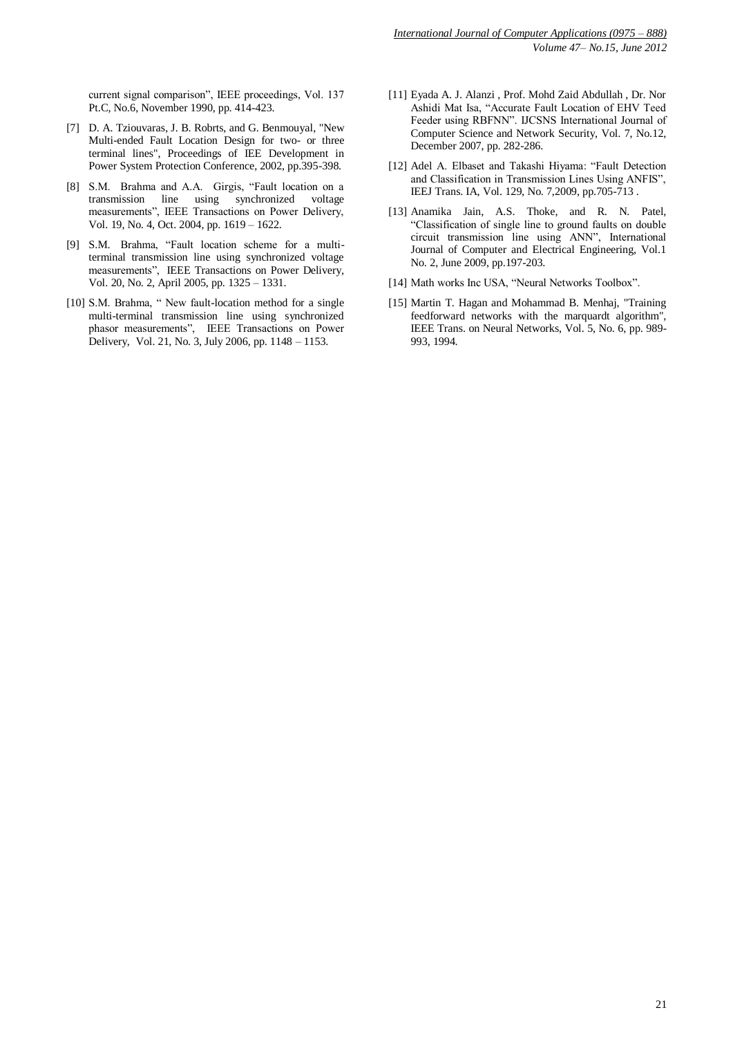current signal comparison", IEEE proceedings, Vol. 137 Pt.C, No.6, November 1990, pp. 414-423.

[7] D. A. Tziouvaras, J. B. Robrts, and G. Benmouyal, "New Multi-ended Fault Location Design for two- or three terminal lines", Proceedings of IEE Development in Power System Protection Conference, 2002, pp.395-398.

[8] S.M. Brahma and A.A. Girgis, "Fault location on a transmission line using synchronized voltage measurements", IEEE Transactions on Power Delivery, Vol. 19, No. 4, Oct. 2004, pp. 1619 – 1622.

[9] S.M. Brahma, "Fault location scheme for a multi-terminal transmission line using synchronized voltage measurements", IEEE Transactions on Power Delivery, Vol. 20, No. 2, April 2005, pp. 1325 – 1331.

[10] S.M. Brahma, " New fault-location method for a single multi-terminal transmission line using synchronized phasor measurements", IEEE Transactions on Power Delivery, Vol. 21, No. 3, July 2006, pp. 1148 – 1153.

[11] Eyada A. J. Alanzi , Prof. Mohd Zaid Abdullah , Dr. Nor Ashidi Mat Isa, "Accurate Fault Location of EHV Teed Feeder using RBFNN". IJCSNS International Journal of Computer Science and Network Security, Vol. 7, No.12, December 2007, pp. 282-286.

[12] Adel A. Elbaset and Takashi Hiyama: "Fault Detection and Classification in Transmission Lines Using ANFIS", IEEJ Trans. IA, Vol. 129, No. 7,2009, pp.705-713 .

[13] Anamika Jain, A.S. Thoke, and R. N. Patel, "Classification of single line to ground faults on double circuit transmission line using ANN", International Journal of Computer and Electrical Engineering, Vol.1 No. 2, June 2009, pp.197-203.

[14] Math works Inc USA, "Neural Networks Toolbox".

[15] Martin T. Hagan and Mohammad B. Menhaj, "Training feedforward networks with the marquardt algorithm", IEEE Trans. on Neural Networks, Vol. 5, No. 6, pp. 989-993, 1994.